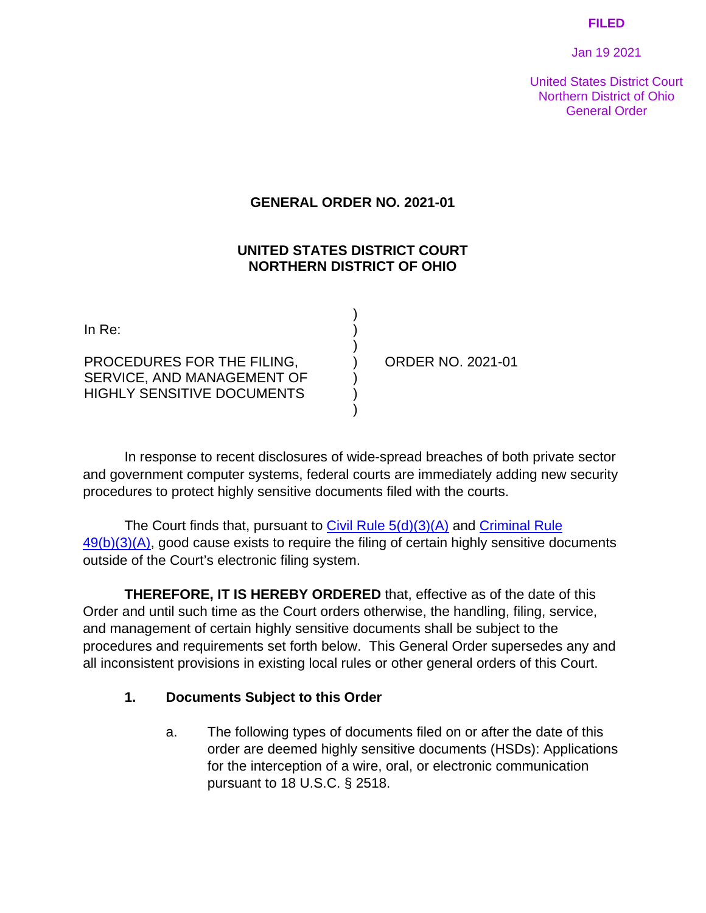FILED

Jan 19 2021

United States District Court
Northern District of Ohio
General Order

# GENERAL ORDER NO. 2021-01

## UNITED STATES DISTRICT COURT
## NORTHERN DISTRICT OF OHIO

| | |
|---|---|
| In Re:<br><br>PROCEDURES FOR THE FILING, SERVICE, AND MANAGEMENT OF HIGHLY SENSITIVE DOCUMENTS | ORDER NO. 2021-01 |

In response to recent disclosures of wide-spread breaches of both private sector and government computer systems, federal courts are immediately adding new security procedures to protect highly sensitive documents filed with the courts.

The Court finds that, pursuant to Civil Rule 5(d)(3)(A) and Criminal Rule 49(b)(3)(A), good cause exists to require the filing of certain highly sensitive documents outside of the Court's electronic filing system.

**THEREFORE, IT IS HEREBY ORDERED** that, effective as of the date of this Order and until such time as the Court orders otherwise, the handling, filing, service, and management of certain highly sensitive documents shall be subject to the procedures and requirements set forth below. This General Order supersedes any and all inconsistent provisions in existing local rules or other general orders of this Court.

### 1. Documents Subject to this Order

a. The following types of documents filed on or after the date of this order are deemed highly sensitive documents (HSDs): Applications for the interception of a wire, oral, or electronic communication pursuant to 18 U.S.C. § 2518.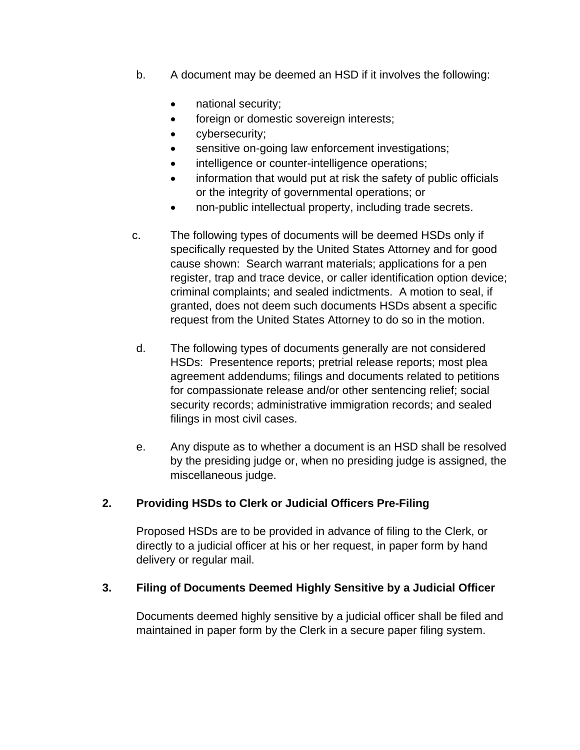b. A document may be deemed an HSD if it involves the following:

- national security;
- foreign or domestic sovereign interests;
- cybersecurity;
- sensitive on-going law enforcement investigations;
- intelligence or counter-intelligence operations;
- information that would put at risk the safety of public officials or the integrity of governmental operations; or
- non-public intellectual property, including trade secrets.

c. The following types of documents will be deemed HSDs only if specifically requested by the United States Attorney and for good cause shown: Search warrant materials; applications for a pen register, trap and trace device, or caller identification option device; criminal complaints; and sealed indictments. A motion to seal, if granted, does not deem such documents HSDs absent a specific request from the United States Attorney to do so in the motion.

d. The following types of documents generally are not considered HSDs: Presentence reports; pretrial release reports; most plea agreement addendums; filings and documents related to petitions for compassionate release and/or other sentencing relief; social security records; administrative immigration records; and sealed filings in most civil cases.

e. Any dispute as to whether a document is an HSD shall be resolved by the presiding judge or, when no presiding judge is assigned, the miscellaneous judge.

## 2. Providing HSDs to Clerk or Judicial Officers Pre-Filing

Proposed HSDs are to be provided in advance of filing to the Clerk, or directly to a judicial officer at his or her request, in paper form by hand delivery or regular mail.

## 3. Filing of Documents Deemed Highly Sensitive by a Judicial Officer

Documents deemed highly sensitive by a judicial officer shall be filed and maintained in paper form by the Clerk in a secure paper filing system.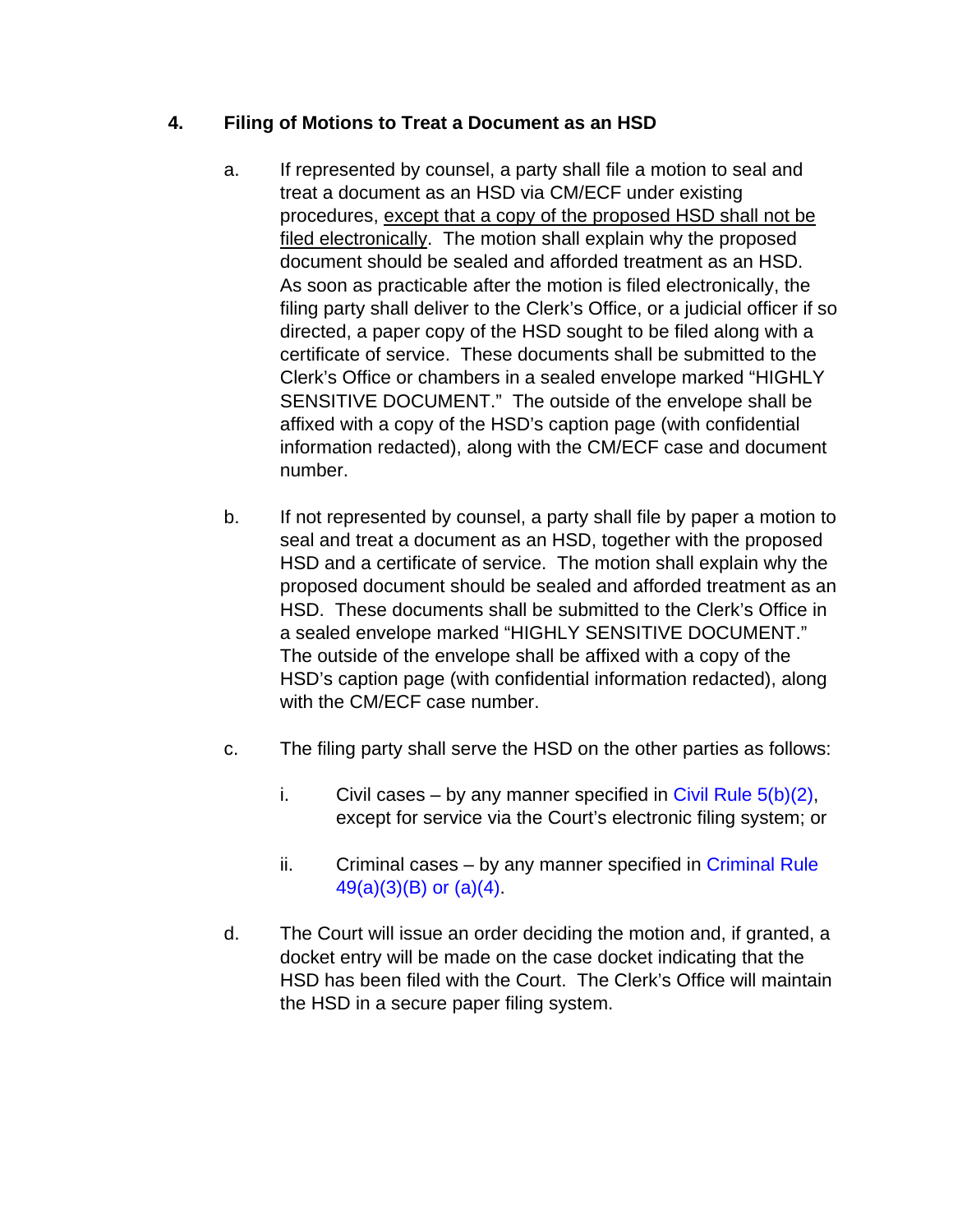## 4. Filing of Motions to Treat a Document as an HSD

a. If represented by counsel, a party shall file a motion to seal and treat a document as an HSD via CM/ECF under existing procedures, <u>except that a copy of the proposed HSD shall not be filed electronically</u>. The motion shall explain why the proposed document should be sealed and afforded treatment as an HSD. As soon as practicable after the motion is filed electronically, the filing party shall deliver to the Clerk's Office, or a judicial officer if so directed, a paper copy of the HSD sought to be filed along with a certificate of service. These documents shall be submitted to the Clerk's Office or chambers in a sealed envelope marked "HIGHLY SENSITIVE DOCUMENT." The outside of the envelope shall be affixed with a copy of the HSD's caption page (with confidential information redacted), along with the CM/ECF case and document number.

b. If not represented by counsel, a party shall file by paper a motion to seal and treat a document as an HSD, together with the proposed HSD and a certificate of service. The motion shall explain why the proposed document should be sealed and afforded treatment as an HSD. These documents shall be submitted to the Clerk's Office in a sealed envelope marked "HIGHLY SENSITIVE DOCUMENT." The outside of the envelope shall be affixed with a copy of the HSD's caption page (with confidential information redacted), along with the CM/ECF case number.

c. The filing party shall serve the HSD on the other parties as follows:

   i. Civil cases – by any manner specified in Civil Rule 5(b)(2), except for service via the Court's electronic filing system; or

   ii. Criminal cases – by any manner specified in Criminal Rule 49(a)(3)(B) or (a)(4).

d. The Court will issue an order deciding the motion and, if granted, a docket entry will be made on the case docket indicating that the HSD has been filed with the Court. The Clerk's Office will maintain the HSD in a secure paper filing system.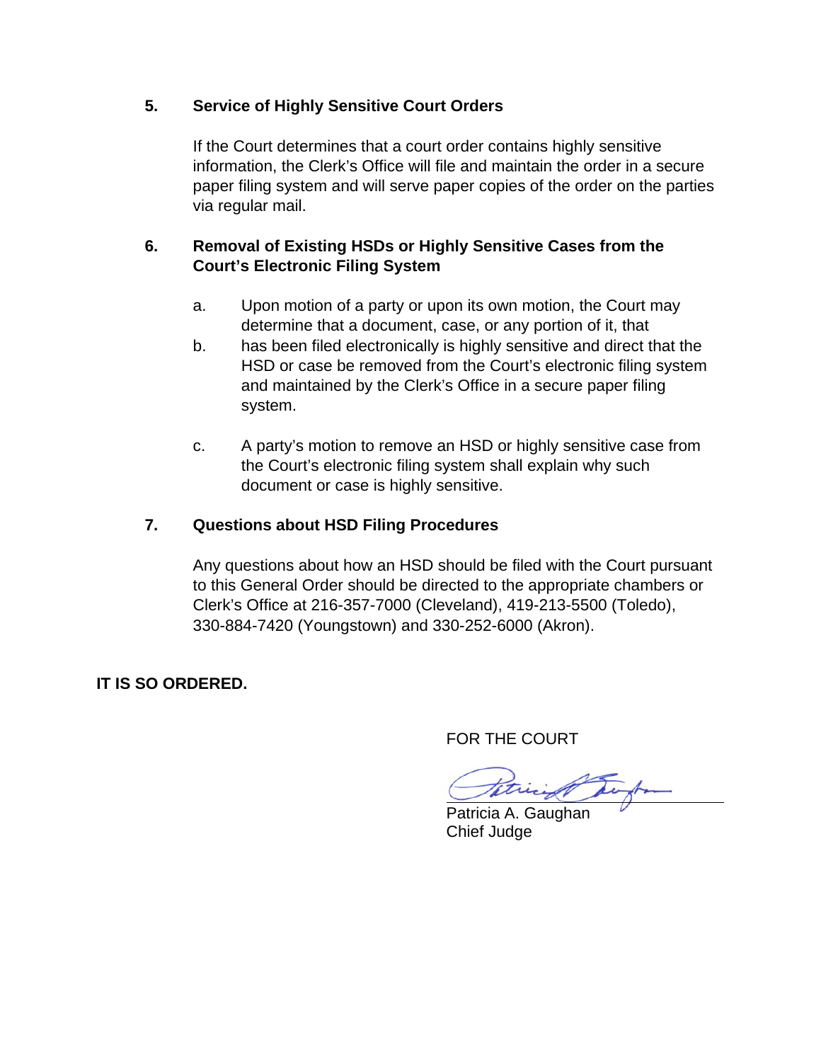**5. Service of Highly Sensitive Court Orders**

If the Court determines that a court order contains highly sensitive information, the Clerk's Office will file and maintain the order in a secure paper filing system and will serve paper copies of the order on the parties via regular mail.

**6. Removal of Existing HSDs or Highly Sensitive Cases from the Court's Electronic Filing System**

a. Upon motion of a party or upon its own motion, the Court may determine that a document, case, or any portion of it, that

b. has been filed electronically is highly sensitive and direct that the HSD or case be removed from the Court's electronic filing system and maintained by the Clerk's Office in a secure paper filing system.

c. A party's motion to remove an HSD or highly sensitive case from the Court's electronic filing system shall explain why such document or case is highly sensitive.

**7. Questions about HSD Filing Procedures**

Any questions about how an HSD should be filed with the Court pursuant to this General Order should be directed to the appropriate chambers or Clerk's Office at 216-357-7000 (Cleveland), 419-213-5500 (Toledo), 330-884-7420 (Youngstown) and 330-252-6000 (Akron).

**IT IS SO ORDERED.**

FOR THE COURT

Patricia A. Gaughan
Chief Judge